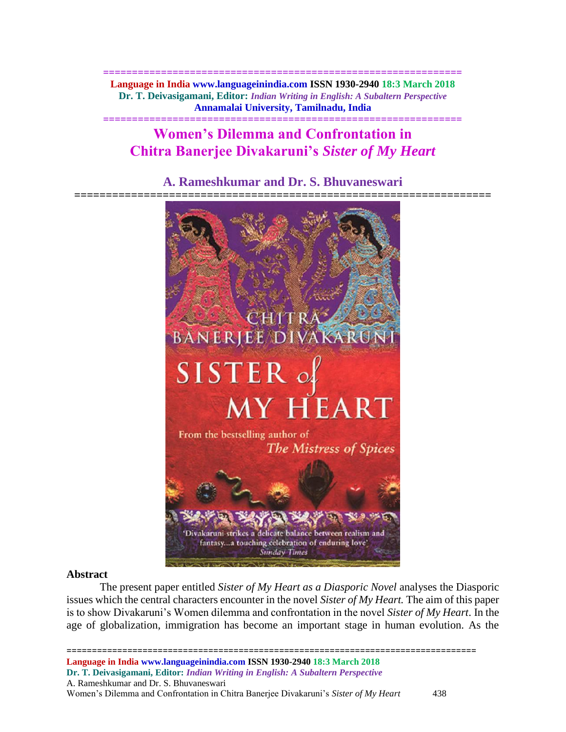# Women's Dilemma and Confrontation in Chitra Banerjee Divakaruni's *Sister of My Heart*

### A. Rameshkumar and Dr. S. Bhuvaneswari

## Abstract

The present paper entitled *Sister of My Heart as a Diasporic Novel* analyses the Diasporic issues which the central characters encounter in the novel *Sister of My Heart.* The aim of this paper is to show Divakaruni's Women dilemma and confrontation in the novel *Sister of My Heart*. In the age of globalization, immigration has become an important stage in human evolution. As the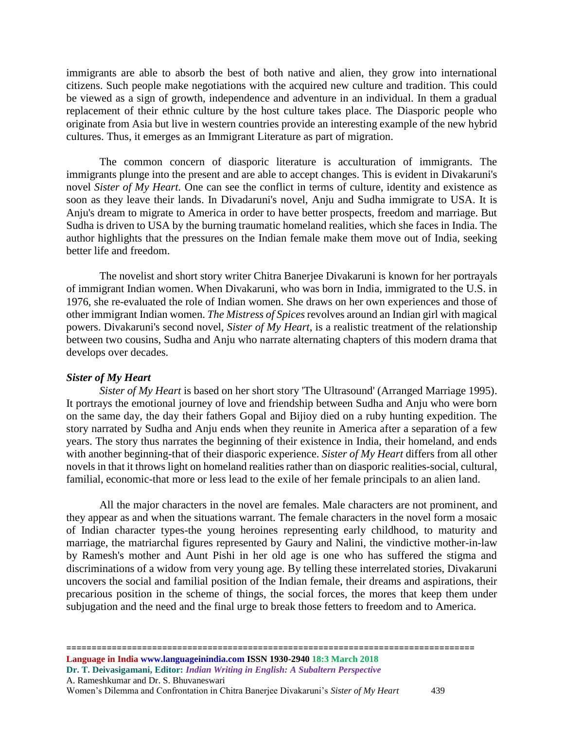immigrants are able to absorb the best of both native and alien, they grow into international citizens. Such people make negotiations with the acquired new culture and tradition. This could be viewed as a sign of growth, independence and adventure in an individual. In them a gradual replacement of their ethnic culture by the host culture takes place. The Diasporic people who originate from Asia but live in western countries provide an interesting example of the new hybrid cultures. Thus, it emerges as an Immigrant Literature as part of migration.

The common concern of diasporic literature is acculturation of immigrants. The immigrants plunge into the present and are able to accept changes. This is evident in Divakaruni's novel *Sister of My Heart.* One can see the conflict in terms of culture, identity and existence as soon as they leave their lands. In Divadaruni's novel, Anju and Sudha immigrate to USA. It is Anju's dream to migrate to America in order to have better prospects, freedom and marriage. But Sudha is driven to USA by the burning traumatic homeland realities, which she faces in India. The author highlights that the pressures on the Indian female make them move out of India, seeking better life and freedom.

The novelist and short story writer Chitra Banerjee Divakaruni is known for her portrayals of immigrant Indian women. When Divakaruni, who was born in India, immigrated to the U.S. in 1976, she re-evaluated the role of Indian women. She draws on her own experiences and those of other immigrant Indian women. *The Mistress of Spices* revolves around an Indian girl with magical powers. Divakaruni's second novel, *Sister of My Heart*, is a realistic treatment of the relationship between two cousins, Sudha and Anju who narrate alternating chapters of this modern drama that develops over decades.

### *Sister of My Heart*

*Sister of My Heart* is based on her short story 'The Ultrasound' (Arranged Marriage 1995). It portrays the emotional journey of love and friendship between Sudha and Anju who were born on the same day, the day their fathers Gopal and Bijioy died on a ruby hunting expedition. The story narrated by Sudha and Anju ends when they reunite in America after a separation of a few years. The story thus narrates the beginning of their existence in India, their homeland, and ends with another beginning-that of their diasporic experience. *Sister of My Heart* differs from all other novels in that it throws light on homeland realities rather than on diasporic realities-social, cultural, familial, economic-that more or less lead to the exile of her female principals to an alien land.

All the major characters in the novel are females. Male characters are not prominent, and they appear as and when the situations warrant. The female characters in the novel form a mosaic of Indian character types-the young heroines representing early childhood, to maturity and marriage, the matriarchal figures represented by Gaury and Nalini, the vindictive mother-in-law by Ramesh's mother and Aunt Pishi in her old age is one who has suffered the stigma and discriminations of a widow from very young age. By telling these interrelated stories, Divakaruni uncovers the social and familial position of the Indian female, their dreams and aspirations, their precarious position in the scheme of things, the social forces, the mores that keep them under subjugation and the need and the final urge to break those fetters to freedom and to America.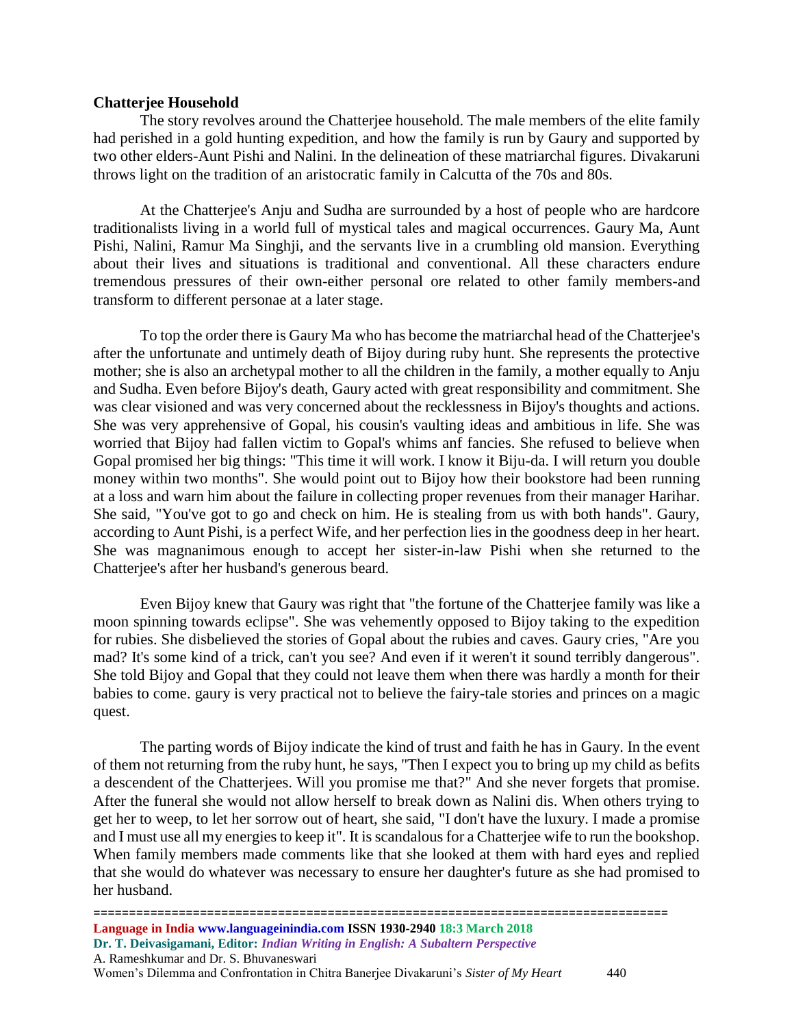**Chatterjee Household**

The story revolves around the Chatterjee household. The male members of the elite family had perished in a gold hunting expedition, and how the family is run by Gaury and supported by two other elders-Aunt Pishi and Nalini. In the delineation of these matriarchal figures. Divakaruni throws light on the tradition of an aristocratic family in Calcutta of the 70s and 80s.

At the Chatterjee's Anju and Sudha are surrounded by a host of people who are hardcore traditionalists living in a world full of mystical tales and magical occurrences. Gaury Ma, Aunt Pishi, Nalini, Ramur Ma Singhji, and the servants live in a crumbling old mansion. Everything about their lives and situations is traditional and conventional. All these characters endure tremendous pressures of their own-either personal ore related to other family members-and transform to different personae at a later stage.

To top the order there is Gaury Ma who has become the matriarchal head of the Chatterjee's after the unfortunate and untimely death of Bijoy during ruby hunt. She represents the protective mother; she is also an archetypal mother to all the children in the family, a mother equally to Anju and Sudha. Even before Bijoy's death, Gaury acted with great responsibility and commitment. She was clear visioned and was very concerned about the recklessness in Bijoy's thoughts and actions. She was very apprehensive of Gopal, his cousin's vaulting ideas and ambitious in life. She was worried that Bijoy had fallen victim to Gopal's whims anf fancies. She refused to believe when Gopal promised her big things: "This time it will work. I know it Biju-da. I will return you double money within two months". She would point out to Bijoy how their bookstore had been running at a loss and warn him about the failure in collecting proper revenues from their manager Harihar. She said, "You've got to go and check on him. He is stealing from us with both hands". Gaury, according to Aunt Pishi, is a perfect Wife, and her perfection lies in the goodness deep in her heart. She was magnanimous enough to accept her sister-in-law Pishi when she returned to the Chatterjee's after her husband's generous beard.

Even Bijoy knew that Gaury was right that "the fortune of the Chatterjee family was like a moon spinning towards eclipse". She was vehemently opposed to Bijoy taking to the expedition for rubies. She disbelieved the stories of Gopal about the rubies and caves. Gaury cries, "Are you mad? It's some kind of a trick, can't you see? And even if it weren't it sound terribly dangerous". She told Bijoy and Gopal that they could not leave them when there was hardly a month for their babies to come. gaury is very practical not to believe the fairy-tale stories and princes on a magic quest.

The parting words of Bijoy indicate the kind of trust and faith he has in Gaury. In the event of them not returning from the ruby hunt, he says, "Then I expect you to bring up my child as befits a descendent of the Chatterjees. Will you promise me that?" And she never forgets that promise. After the funeral she would not allow herself to break down as Nalini dis. When others trying to get her to weep, to let her sorrow out of heart, she said, "I don't have the luxury. I made a promise and I must use all my energies to keep it". It is scandalous for a Chatterjee wife to run the bookshop. When family members made comments like that she looked at them with hard eyes and replied that she would do whatever was necessary to ensure her daughter's future as she had promised to her husband.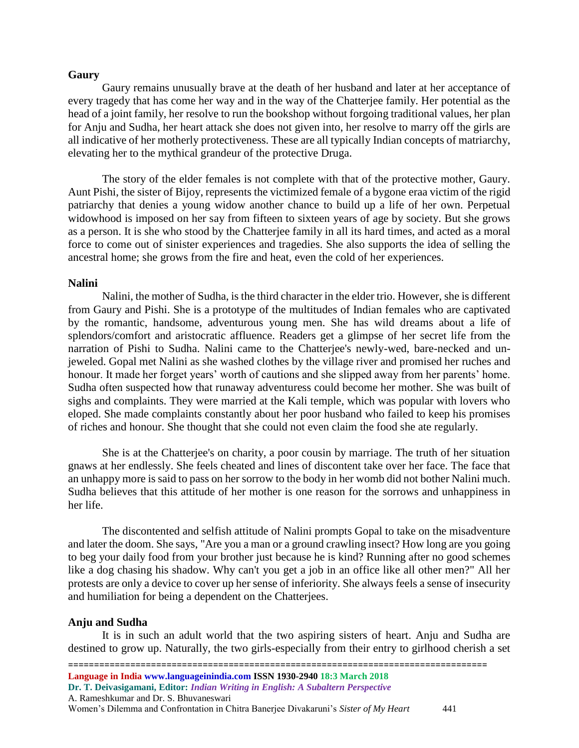### Gaury

Gaury remains unusually brave at the death of her husband and later at her acceptance of every tragedy that has come her way and in the way of the Chatterjee family. Her potential as the head of a joint family, her resolve to run the bookshop without forgoing traditional values, her plan for Anju and Sudha, her heart attack she does not given into, her resolve to marry off the girls are all indicative of her motherly protectiveness. These are all typically Indian concepts of matriarchy, elevating her to the mythical grandeur of the protective Druga.

The story of the elder females is not complete with that of the protective mother, Gaury. Aunt Pishi, the sister of Bijoy, represents the victimized female of a bygone eraa victim of the rigid patriarchy that denies a young widow another chance to build up a life of her own. Perpetual widowhood is imposed on her say from fifteen to sixteen years of age by society. But she grows as a person. It is she who stood by the Chatterjee family in all its hard times, and acted as a moral force to come out of sinister experiences and tragedies. She also supports the idea of selling the ancestral home; she grows from the fire and heat, even the cold of her experiences.

### Nalini

Nalini, the mother of Sudha, is the third character in the elder trio. However, she is different from Gaury and Pishi. She is a prototype of the multitudes of Indian females who are captivated by the romantic, handsome, adventurous young men. She has wild dreams about a life of splendors/comfort and aristocratic affluence. Readers get a glimpse of her secret life from the narration of Pishi to Sudha. Nalini came to the Chatterjee's newly-wed, bare-necked and un-jeweled. Gopal met Nalini as she washed clothes by the village river and promised her ruches and honour. It made her forget years' worth of cautions and she slipped away from her parents' home. Sudha often suspected how that runaway adventuress could become her mother. She was built of sighs and complaints. They were married at the Kali temple, which was popular with lovers who eloped. She made complaints constantly about her poor husband who failed to keep his promises of riches and honour. She thought that she could not even claim the food she ate regularly.

She is at the Chatterjee's on charity, a poor cousin by marriage. The truth of her situation gnaws at her endlessly. She feels cheated and lines of discontent take over her face. The face that an unhappy more is said to pass on her sorrow to the body in her womb did not bother Nalini much. Sudha believes that this attitude of her mother is one reason for the sorrows and unhappiness in her life.

The discontented and selfish attitude of Nalini prompts Gopal to take on the misadventure and later the doom. She says, "Are you a man or a ground crawling insect? How long are you going to beg your daily food from your brother just because he is kind? Running after no good schemes like a dog chasing his shadow. Why can't you get a job in an office like all other men?" All her protests are only a device to cover up her sense of inferiority. She always feels a sense of insecurity and humiliation for being a dependent on the Chatterjees.

### Anju and Sudha

It is in such an adult world that the two aspiring sisters of heart. Anju and Sudha are destined to grow up. Naturally, the two girls-especially from their entry to girlhood cherish a set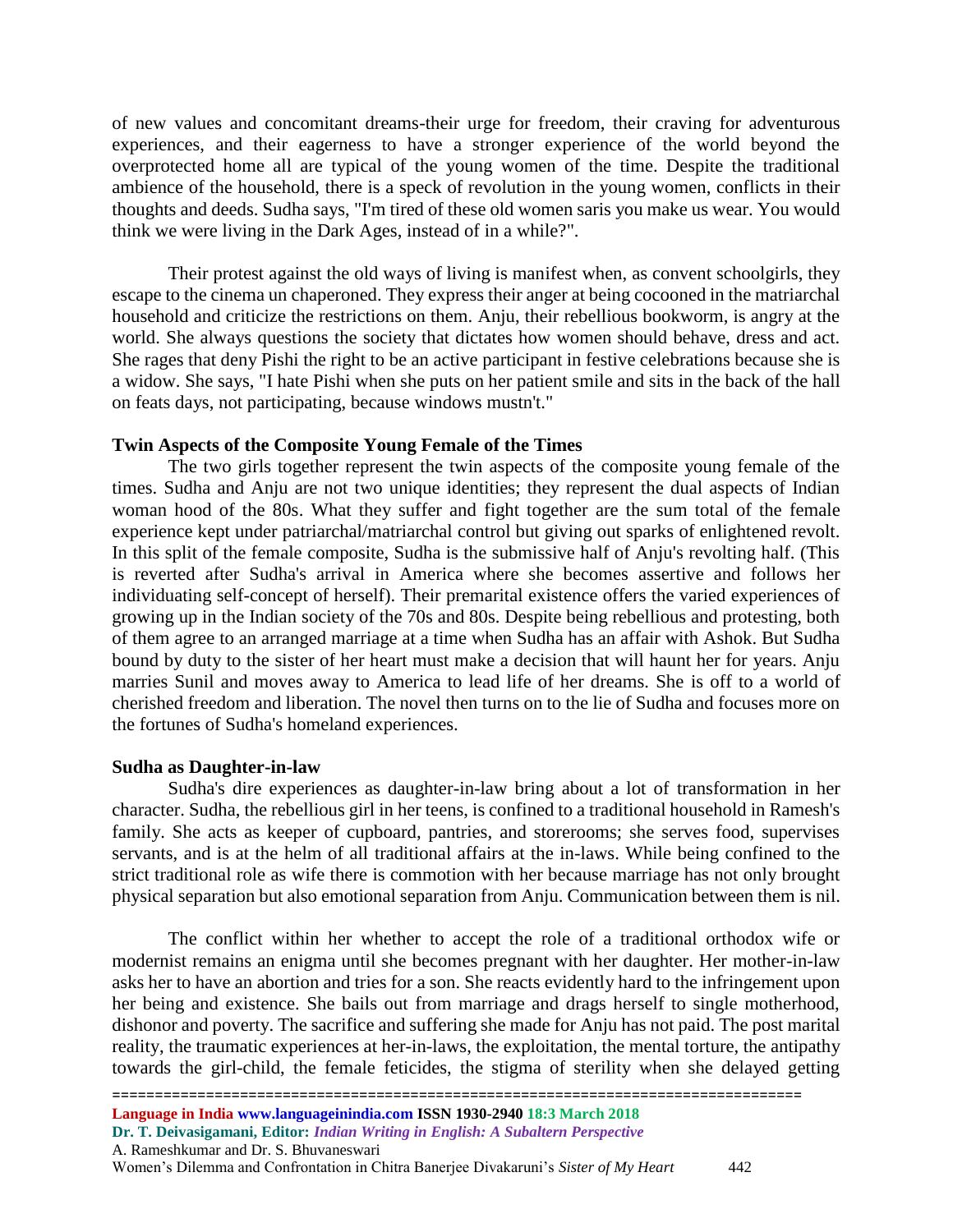of new values and concomitant dreams-their urge for freedom, their craving for adventurous experiences, and their eagerness to have a stronger experience of the world beyond the overprotected home all are typical of the young women of the time. Despite the traditional ambience of the household, there is a speck of revolution in the young women, conflicts in their thoughts and deeds. Sudha says, "I'm tired of these old women saris you make us wear. You would think we were living in the Dark Ages, instead of in a while?".

Their protest against the old ways of living is manifest when, as convent schoolgirls, they escape to the cinema un chaperoned. They express their anger at being cocooned in the matriarchal household and criticize the restrictions on them. Anju, their rebellious bookworm, is angry at the world. She always questions the society that dictates how women should behave, dress and act. She rages that deny Pishi the right to be an active participant in festive celebrations because she is a widow. She says, "I hate Pishi when she puts on her patient smile and sits in the back of the hall on feats days, not participating, because windows mustn't."

### Twin Aspects of the Composite Young Female of the Times

The two girls together represent the twin aspects of the composite young female of the times. Sudha and Anju are not two unique identities; they represent the dual aspects of Indian woman hood of the 80s. What they suffer and fight together are the sum total of the female experience kept under patriarchal/matriarchal control but giving out sparks of enlightened revolt. In this split of the female composite, Sudha is the submissive half of Anju's revolting half. (This is reverted after Sudha's arrival in America where she becomes assertive and follows her individuating self-concept of herself). Their premarital existence offers the varied experiences of growing up in the Indian society of the 70s and 80s. Despite being rebellious and protesting, both of them agree to an arranged marriage at a time when Sudha has an affair with Ashok. But Sudha bound by duty to the sister of her heart must make a decision that will haunt her for years. Anju marries Sunil and moves away to America to lead life of her dreams. She is off to a world of cherished freedom and liberation. The novel then turns on to the lie of Sudha and focuses more on the fortunes of Sudha's homeland experiences.

### Sudha as Daughter-in-law

Sudha's dire experiences as daughter-in-law bring about a lot of transformation in her character. Sudha, the rebellious girl in her teens, is confined to a traditional household in Ramesh's family. She acts as keeper of cupboard, pantries, and storerooms; she serves food, supervises servants, and is at the helm of all traditional affairs at the in-laws. While being confined to the strict traditional role as wife there is commotion with her because marriage has not only brought physical separation but also emotional separation from Anju. Communication between them is nil.

The conflict within her whether to accept the role of a traditional orthodox wife or modernist remains an enigma until she becomes pregnant with her daughter. Her mother-in-law asks her to have an abortion and tries for a son. She reacts evidently hard to the infringement upon her being and existence. She bails out from marriage and drags herself to single motherhood, dishonor and poverty. The sacrifice and suffering she made for Anju has not paid. The post marital reality, the traumatic experiences at her-in-laws, the exploitation, the mental torture, the antipathy towards the girl-child, the female feticides, the stigma of sterility when she delayed getting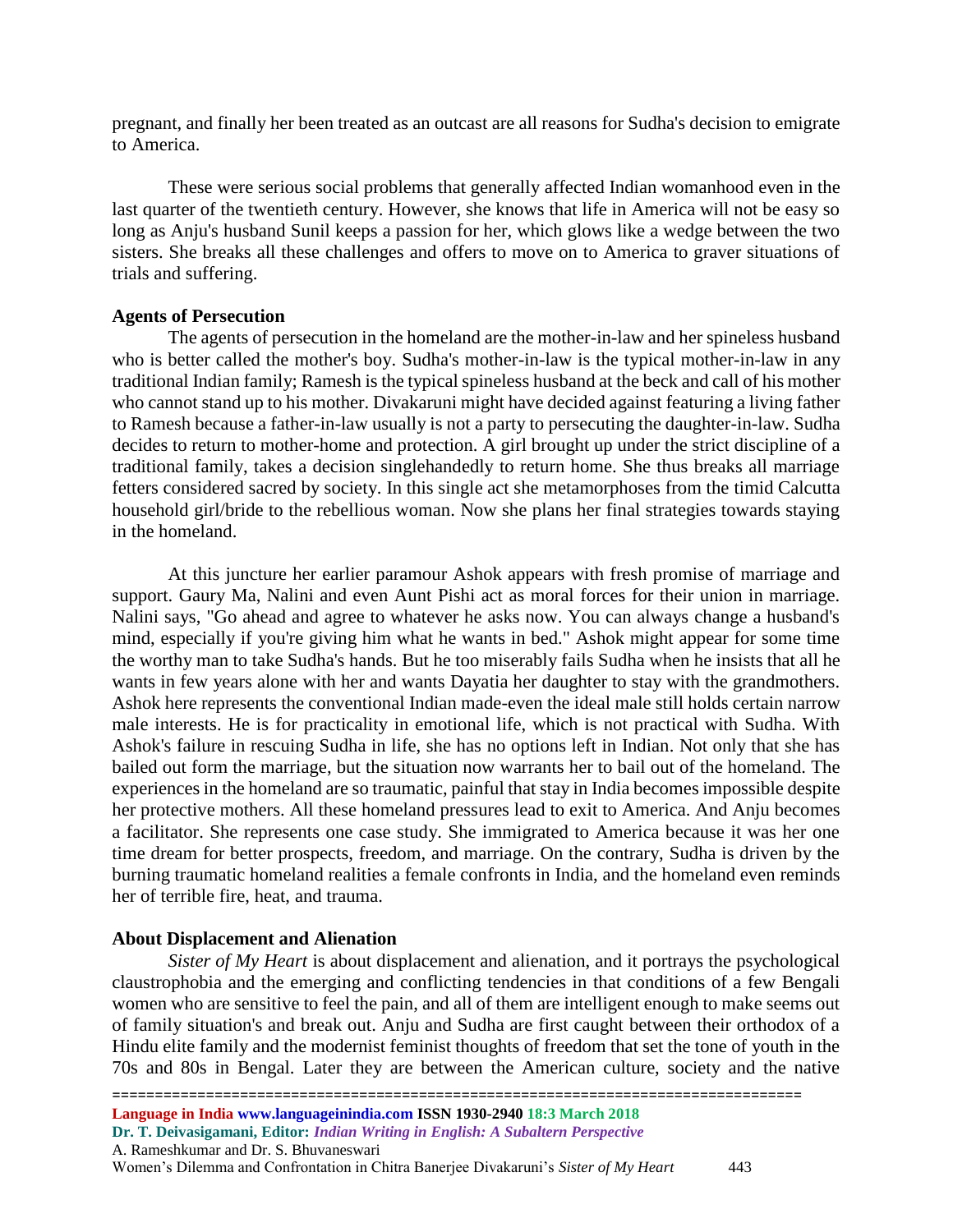pregnant, and finally her been treated as an outcast are all reasons for Sudha's decision to emigrate to America.

These were serious social problems that generally affected Indian womanhood even in the last quarter of the twentieth century. However, she knows that life in America will not be easy so long as Anju's husband Sunil keeps a passion for her, which glows like a wedge between the two sisters. She breaks all these challenges and offers to move on to America to graver situations of trials and suffering.

**Agents of Persecution**

The agents of persecution in the homeland are the mother-in-law and her spineless husband who is better called the mother's boy. Sudha's mother-in-law is the typical mother-in-law in any traditional Indian family; Ramesh is the typical spineless husband at the beck and call of his mother who cannot stand up to his mother. Divakaruni might have decided against featuring a living father to Ramesh because a father-in-law usually is not a party to persecuting the daughter-in-law. Sudha decides to return to mother-home and protection. A girl brought up under the strict discipline of a traditional family, takes a decision singlehandedly to return home. She thus breaks all marriage fetters considered sacred by society. In this single act she metamorphoses from the timid Calcutta household girl/bride to the rebellious woman. Now she plans her final strategies towards staying in the homeland.

At this juncture her earlier paramour Ashok appears with fresh promise of marriage and support. Gaury Ma, Nalini and even Aunt Pishi act as moral forces for their union in marriage. Nalini says, "Go ahead and agree to whatever he asks now. You can always change a husband's mind, especially if you're giving him what he wants in bed." Ashok might appear for some time the worthy man to take Sudha's hands. But he too miserably fails Sudha when he insists that all he wants in few years alone with her and wants Dayatia her daughter to stay with the grandmothers. Ashok here represents the conventional Indian made-even the ideal male still holds certain narrow male interests. He is for practicality in emotional life, which is not practical with Sudha. With Ashok's failure in rescuing Sudha in life, she has no options left in Indian. Not only that she has bailed out form the marriage, but the situation now warrants her to bail out of the homeland. The experiences in the homeland are so traumatic, painful that stay in India becomes impossible despite her protective mothers. All these homeland pressures lead to exit to America. And Anju becomes a facilitator. She represents one case study. She immigrated to America because it was her one time dream for better prospects, freedom, and marriage. On the contrary, Sudha is driven by the burning traumatic homeland realities a female confronts in India, and the homeland even reminds her of terrible fire, heat, and trauma.

**About Displacement and Alienation**

*Sister of My Heart* is about displacement and alienation, and it portrays the psychological claustrophobia and the emerging and conflicting tendencies in that conditions of a few Bengali women who are sensitive to feel the pain, and all of them are intelligent enough to make seems out of family situation's and break out. Anju and Sudha are first caught between their orthodox of a Hindu elite family and the modernist feminist thoughts of freedom that set the tone of youth in the 70s and 80s in Bengal. Later they are between the American culture, society and the native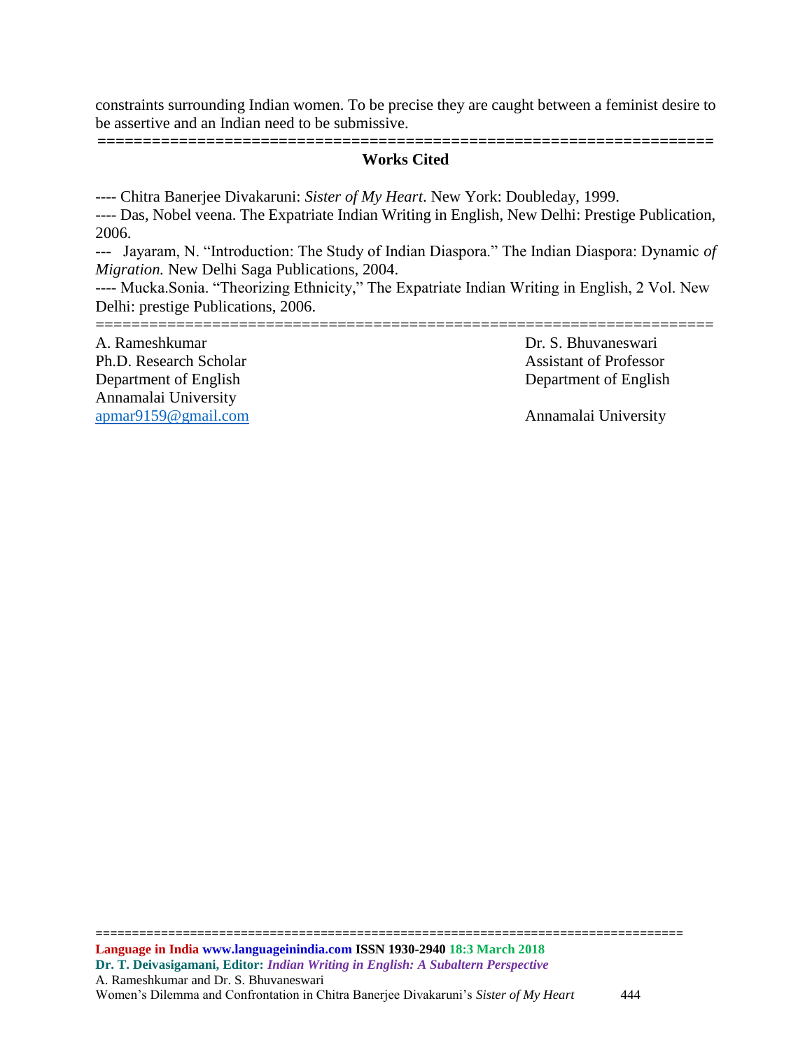constraints surrounding Indian women. To be precise they are caught between a feminist desire to be assertive and an Indian need to be submissive.

=====================================================================

## Works Cited

---- Chitra Banerjee Divakaruni: *Sister of My Heart*. New York: Doubleday, 1999.

---- Das, Nobel veena. The Expatriate Indian Writing in English, New Delhi: Prestige Publication, 2006.

--- Jayaram, N. "Introduction: The Study of Indian Diaspora." The Indian Diaspora: Dynamic *of Migration.* New Delhi Saga Publications, 2004.

---- Mucka.Sonia. "Theorizing Ethnicity," The Expatriate Indian Writing in English, 2 Vol. New Delhi: prestige Publications, 2006.

=====================================================================

A. Rameshkumar
Ph.D. Research Scholar
Department of English
Annamalai University
apmar9159@gmail.com

Dr. S. Bhuvaneswari
Assistant of Professor
Department of English
Annamalai University